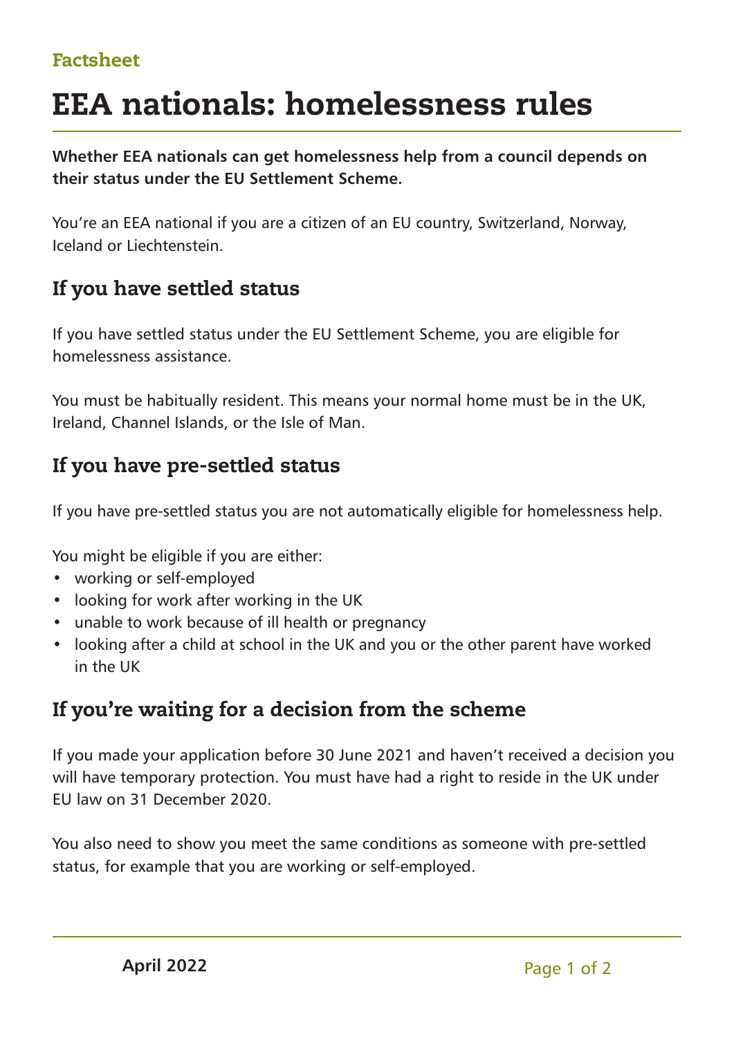Factsheet

# EEA nationals: homelessness rules

**Whether EEA nationals can get homelessness help from a council depends on their status under the EU Settlement Scheme.**

You're an EEA national if you are a citizen of an EU country, Switzerland, Norway, Iceland or Liechtenstein.

## If you have settled status

If you have settled status under the EU Settlement Scheme, you are eligible for homelessness assistance.

You must be habitually resident. This means your normal home must be in the UK, Ireland, Channel Islands, or the Isle of Man.

## If you have pre-settled status

If you have pre-settled status you are not automatically eligible for homelessness help.

You might be eligible if you are either:

- working or self-employed
- looking for work after working in the UK
- unable to work because of ill health or pregnancy
- looking after a child at school in the UK and you or the other parent have worked in the UK

## If you're waiting for a decision from the scheme

If you made your application before 30 June 2021 and haven't received a decision you will have temporary protection. You must have had a right to reside in the UK under EU law on 31 December 2020.

You also need to show you meet the same conditions as someone with pre-settled status, for example that you are working or self-employed.

April 2022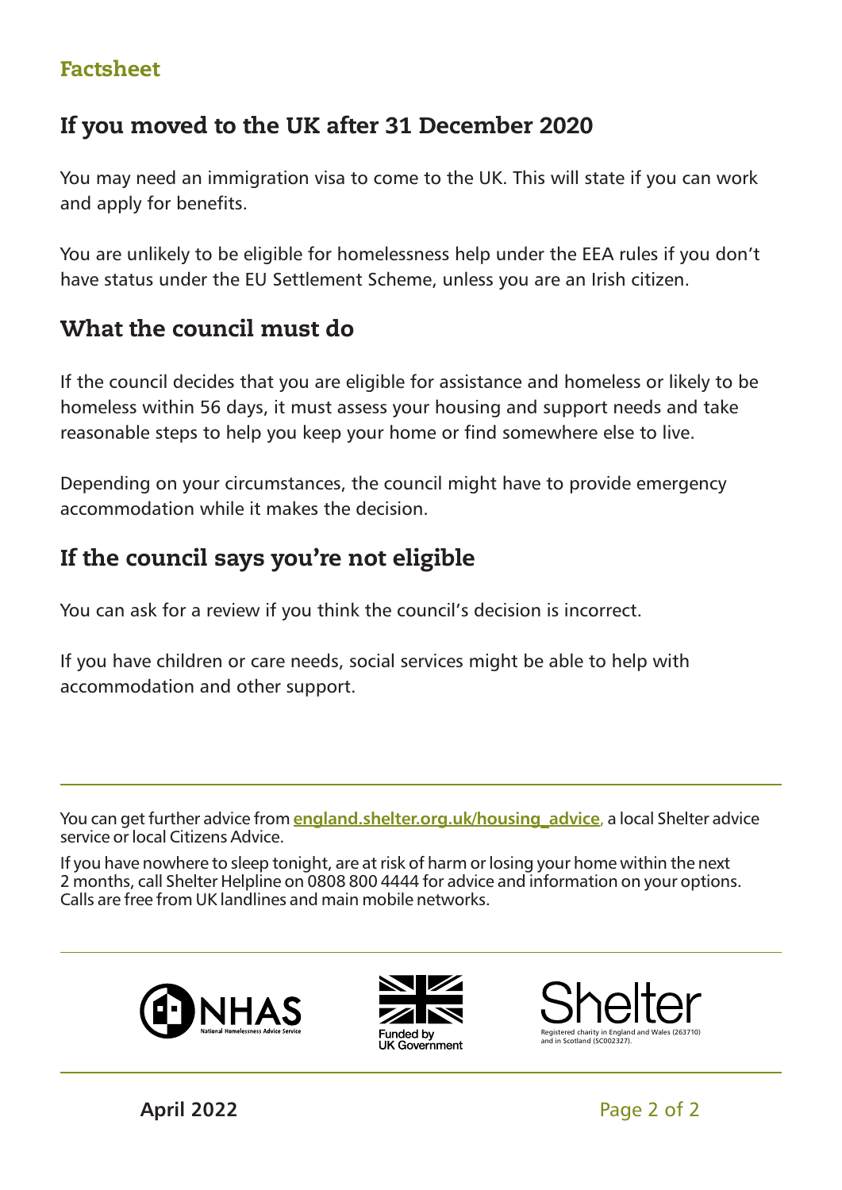## If you moved to the UK after 31 December 2020

You may need an immigration visa to come to the UK. This will state if you can work and apply for benefits.

You are unlikely to be eligible for homelessness help under the EEA rules if you don't have status under the EU Settlement Scheme, unless you are an Irish citizen.

## What the council must do

If the council decides that you are eligible for assistance and homeless or likely to be homeless within 56 days, it must assess your housing and support needs and take reasonable steps to help you keep your home or find somewhere else to live.

Depending on your circumstances, the council might have to provide emergency accommodation while it makes the decision.

## If the council says you're not eligible

You can ask for a review if you think the council's decision is incorrect.

If you have children or care needs, social services might be able to help with accommodation and other support.

---

You can get further advice from **england.shelter.org.uk/housing_advice**, a local Shelter advice service or local Citizens Advice.

If you have nowhere to sleep tonight, are at risk of harm or losing your home within the next 2 months, call Shelter Helpline on 0808 800 4444 for advice and information on your options. Calls are free from UK landlines and main mobile networks.

NHAS National Homelessness Advice Service

Funded by UK Government

Shelter Registered charity in England and Wales (263710) and in Scotland (SC002327).

**April 2022**